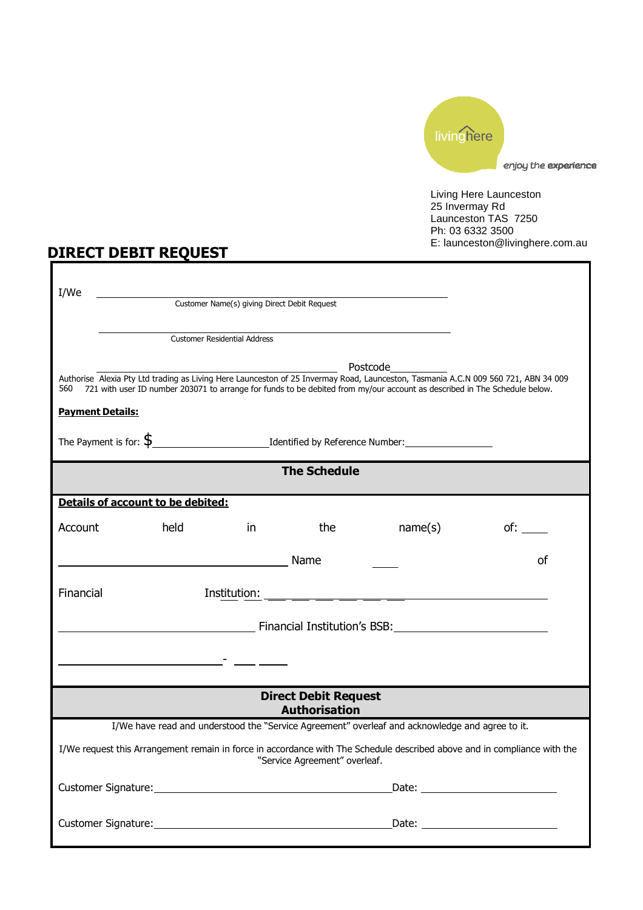livinghere

*enjoy the experience*

Living Here Launceston
25 Invermay Rd
Launceston TAS 7250
Ph: 03 6332 3500
E: launceston@livinghere.com.au

# DIRECT DEBIT REQUEST

I/We ____________________________________________
Customer Name(s) giving Direct Debit Request

____________________________________________
Customer Residential Address

____________________________________________ Postcode__________

Authorise Alexia Pty Ltd trading as Living Here Launceston of 25 Invermay Road, Launceston, Tasmania A.C.N 009 560 721, ABN 34 009 560 721 with user ID number 203071 to arrange for funds to be debited from my/our account as described in The Schedule below.

**Payment Details:**

The Payment is for: $____________________ Identified by Reference Number:________________

## The Schedule

**Details of account to be debited:**

Account held in the name(s) of: ____

____________________________________ Name ____ of

Financial Institution: ___ ___ ___ ___ ___ ___________________________

______________________________ Financial Institution's BSB:________________________

________________________ - ___ ____

## Direct Debit Request Authorisation

I/We have read and understood the "Service Agreement" overleaf and acknowledge and agree to it.

I/We request this Arrangement remain in force in accordance with The Schedule described above and in compliance with the "Service Agreement" overleaf.

Customer Signature:________________________________________ Date: ______________________

Customer Signature:________________________________________ Date: ______________________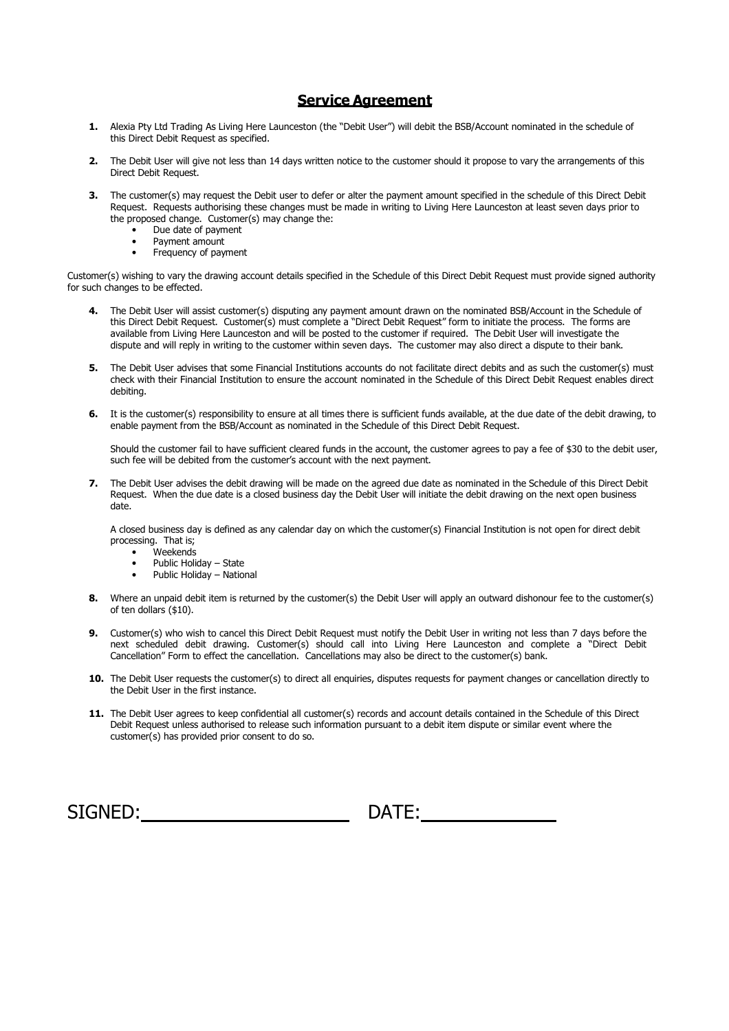## **Service Agreement**

1. Alexia Pty Ltd Trading As Living Here Launceston (the "Debit User") will debit the BSB/Account nominated in the schedule of this Direct Debit Request as specified.

2. The Debit User will give not less than 14 days written notice to the customer should it propose to vary the arrangements of this Direct Debit Request.

3. The customer(s) may request the Debit user to defer or alter the payment amount specified in the schedule of this Direct Debit Request. Requests authorising these changes must be made in writing to Living Here Launceston at least seven days prior to the proposed change. Customer(s) may change the:
   - Due date of payment
   - Payment amount
   - Frequency of payment

Customer(s) wishing to vary the drawing account details specified in the Schedule of this Direct Debit Request must provide signed authority for such changes to be effected.

4. The Debit User will assist customer(s) disputing any payment amount drawn on the nominated BSB/Account in the Schedule of this Direct Debit Request. Customer(s) must complete a "Direct Debit Request" form to initiate the process. The forms are available from Living Here Launceston and will be posted to the customer if required. The Debit User will investigate the dispute and will reply in writing to the customer within seven days. The customer may also direct a dispute to their bank.

5. The Debit User advises that some Financial Institutions accounts do not facilitate direct debits and as such the customer(s) must check with their Financial Institution to ensure the account nominated in the Schedule of this Direct Debit Request enables direct debiting.

6. It is the customer(s) responsibility to ensure at all times there is sufficient funds available, at the due date of the debit drawing, to enable payment from the BSB/Account as nominated in the Schedule of this Direct Debit Request.

   Should the customer fail to have sufficient cleared funds in the account, the customer agrees to pay a fee of $30 to the debit user, such fee will be debited from the customer's account with the next payment.

7. The Debit User advises the debit drawing will be made on the agreed due date as nominated in the Schedule of this Direct Debit Request. When the due date is a closed business day the Debit User will initiate the debit drawing on the next open business date.

   A closed business day is defined as any calendar day on which the customer(s) Financial Institution is not open for direct debit processing. That is;
   - Weekends
   - Public Holiday – State
   - Public Holiday – National

8. Where an unpaid debit item is returned by the customer(s) the Debit User will apply an outward dishonour fee to the customer(s) of ten dollars ($10).

9. Customer(s) who wish to cancel this Direct Debit Request must notify the Debit User in writing not less than 7 days before the next scheduled debit drawing. Customer(s) should call into Living Here Launceston and complete a "Direct Debit Cancellation" Form to effect the cancellation. Cancellations may also be direct to the customer(s) bank.

10. The Debit User requests the customer(s) to direct all enquiries, disputes requests for payment changes or cancellation directly to the Debit User in the first instance.

11. The Debit User agrees to keep confidential all customer(s) records and account details contained in the Schedule of this Direct Debit Request unless authorised to release such information pursuant to a debit item dispute or similar event where the customer(s) has provided prior consent to do so.

SIGNED:____________________ DATE:____________